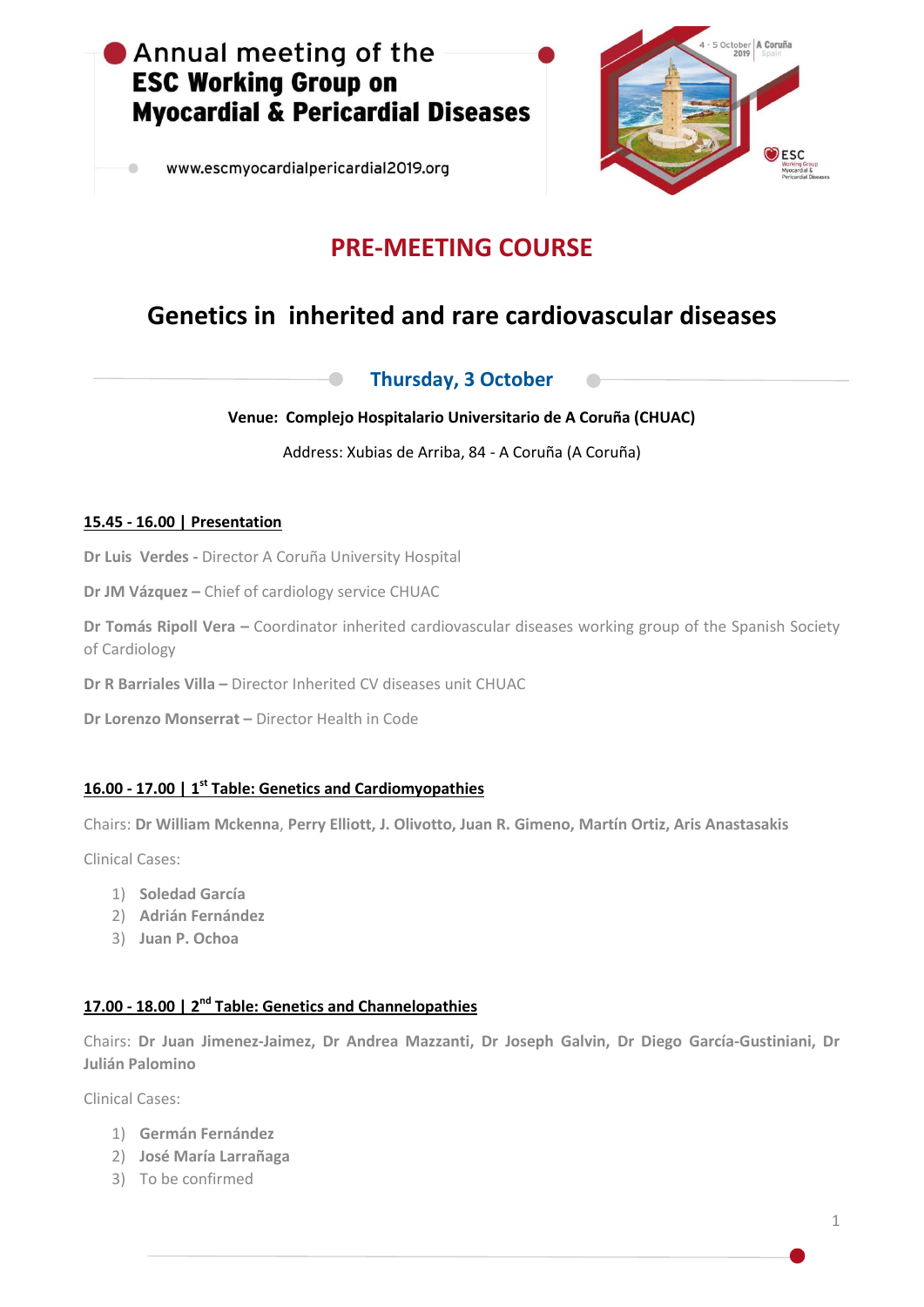# Annual meeting of the ESC Working Group on Myocardial & Pericardial Diseases

www.escmyocardialpericardial2019.org

4 - 5 October 2019 | A Coruña Spain

## PRE-MEETING COURSE

## Genetics in inherited and rare cardiovascular diseases

### Thursday, 3 October

**Venue: Complejo Hospitalario Universitario de A Coruña (CHUAC)**

Address: Xubias de Arriba, 84 - A Coruña (A Coruña)

**15.45 - 16.00 | Presentation**

**Dr Luis Verdes -** Director A Coruña University Hospital

**Dr JM Vázquez –** Chief of cardiology service CHUAC

**Dr Tomás Ripoll Vera –** Coordinator inherited cardiovascular diseases working group of the Spanish Society of Cardiology

**Dr R Barriales Villa –** Director Inherited CV diseases unit CHUAC

**Dr Lorenzo Monserrat –** Director Health in Code

**16.00 - 17.00 | 1st Table: Genetics and Cardiomyopathies**

Chairs: **Dr William Mckenna**, **Perry Elliott, J. Olivotto, Juan R. Gimeno, Martín Ortiz, Aris Anastasakis**

Clinical Cases:

1) **Soledad García**
2) **Adrián Fernández**
3) **Juan P. Ochoa**

**17.00 - 18.00 | 2nd Table: Genetics and Channelopathies**

Chairs: **Dr Juan Jimenez-Jaimez, Dr Andrea Mazzanti, Dr Joseph Galvin, Dr Diego García-Gustiniani, Dr Julián Palomino**

Clinical Cases:

1) **Germán Fernández**
2) **José María Larrañaga**
3) To be confirmed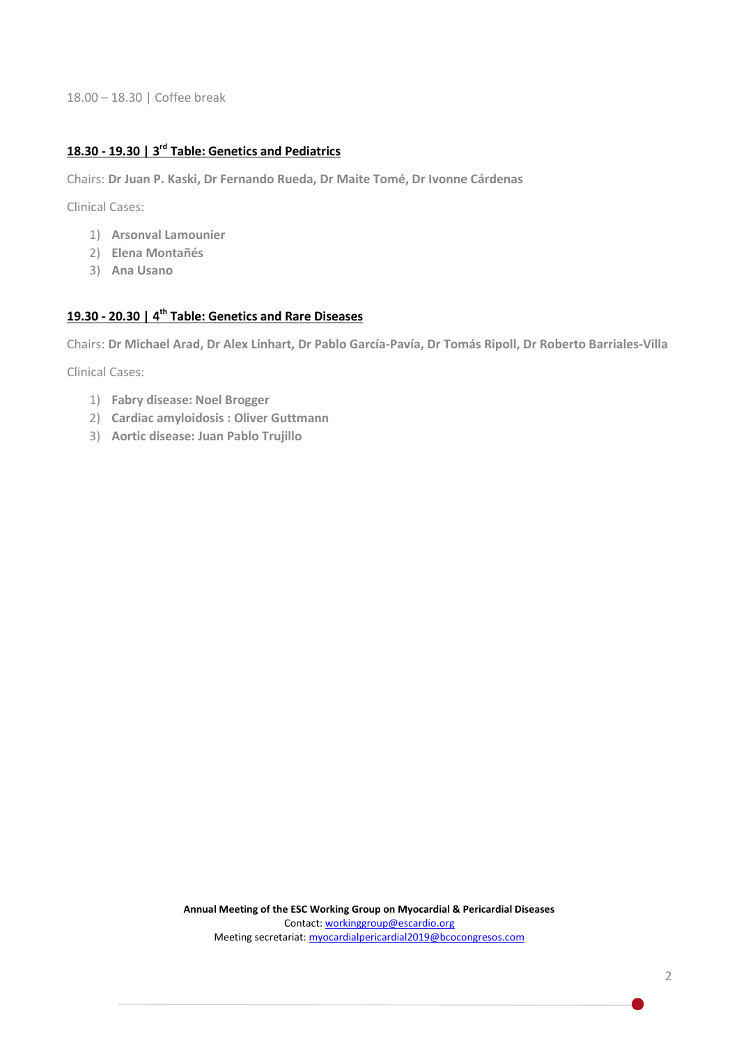18.00 – 18.30 | Coffee break

## 18.30 - 19.30 | 3rd Table: Genetics and Pediatrics

Chairs: **Dr Juan P. Kaski, Dr Fernando Rueda, Dr Maite Tomé, Dr Ivonne Cárdenas**

Clinical Cases:

1) **Arsonval Lamounier**
2) **Elena Montañés**
3) **Ana Usano**

## 19.30 - 20.30 | 4th Table: Genetics and Rare Diseases

Chairs: **Dr Michael Arad, Dr Alex Linhart, Dr Pablo García-Pavía, Dr Tomás Ripoll, Dr Roberto Barriales-Villa**

Clinical Cases:

1) **Fabry disease: Noel Brogger**
2) **Cardiac amyloidosis : Oliver Guttmann**
3) **Aortic disease: Juan Pablo Trujillo**